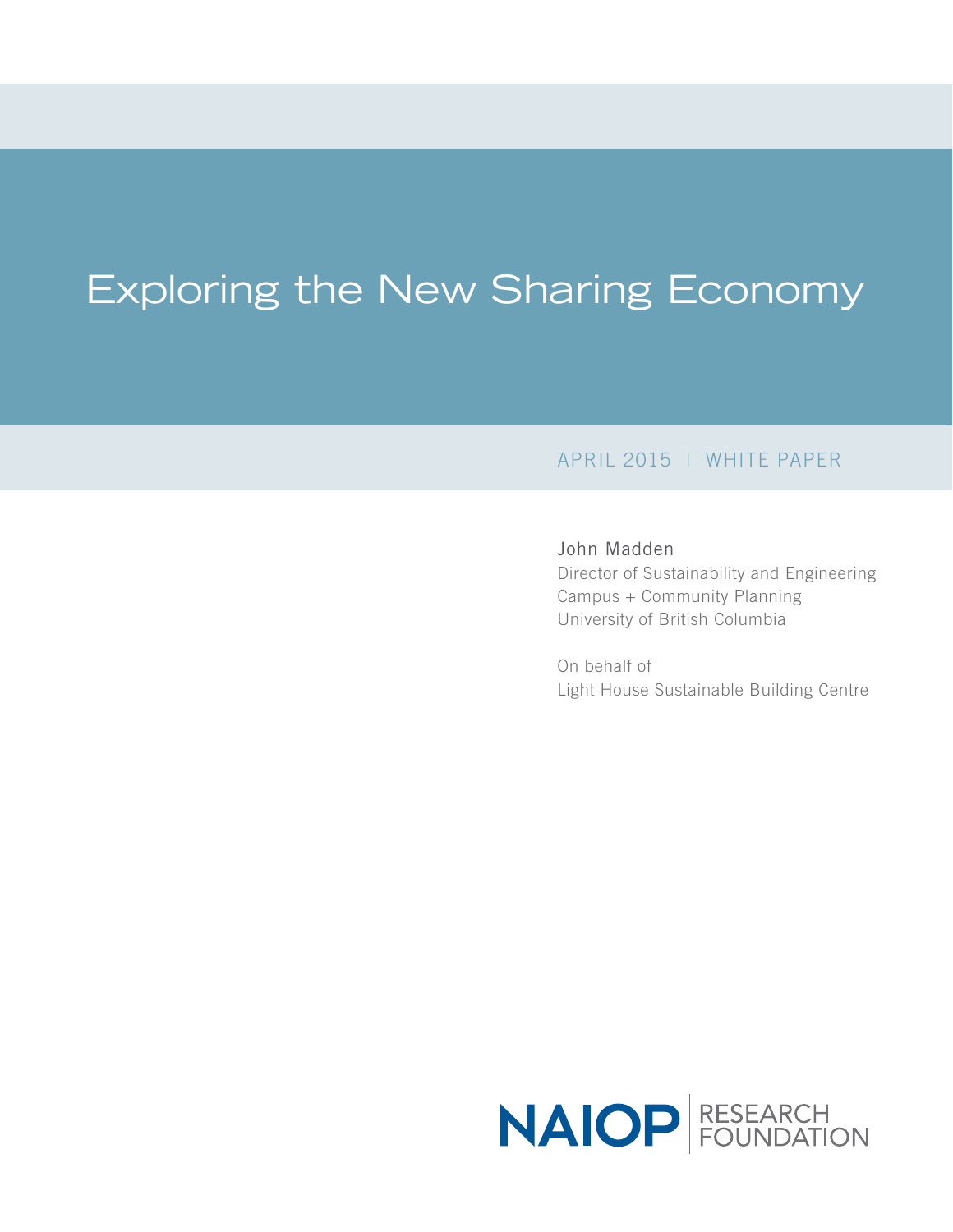# Exploring the New Sharing Economy

APRIL 2015 | WHITE PAPER

John Madden
Director of Sustainability and Engineering
Campus + Community Planning
University of British Columbia

On behalf of
Light House Sustainable Building Centre

NAIOP RESEARCH FOUNDATION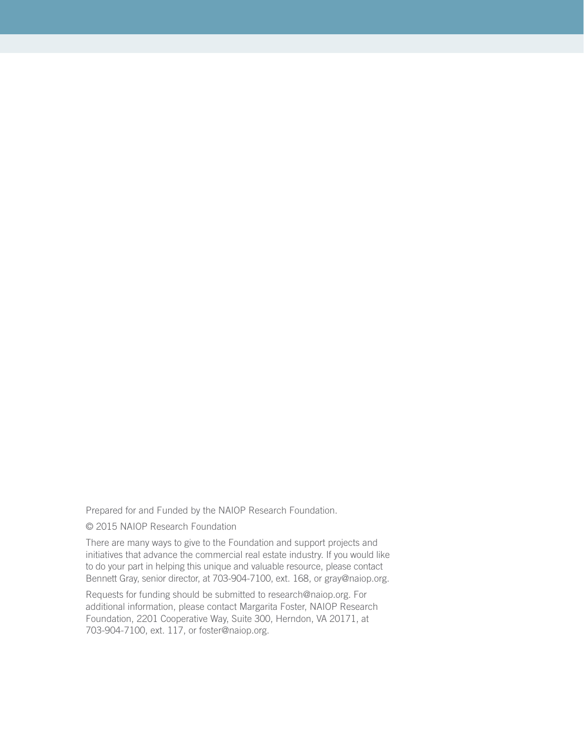Prepared for and Funded by the NAIOP Research Foundation.

© 2015 NAIOP Research Foundation

There are many ways to give to the Foundation and support projects and initiatives that advance the commercial real estate industry. If you would like to do your part in helping this unique and valuable resource, please contact Bennett Gray, senior director, at 703-904-7100, ext. 168, or gray@naiop.org.

Requests for funding should be submitted to research@naiop.org. For additional information, please contact Margarita Foster, NAIOP Research Foundation, 2201 Cooperative Way, Suite 300, Herndon, VA 20171, at 703-904-7100, ext. 117, or foster@naiop.org.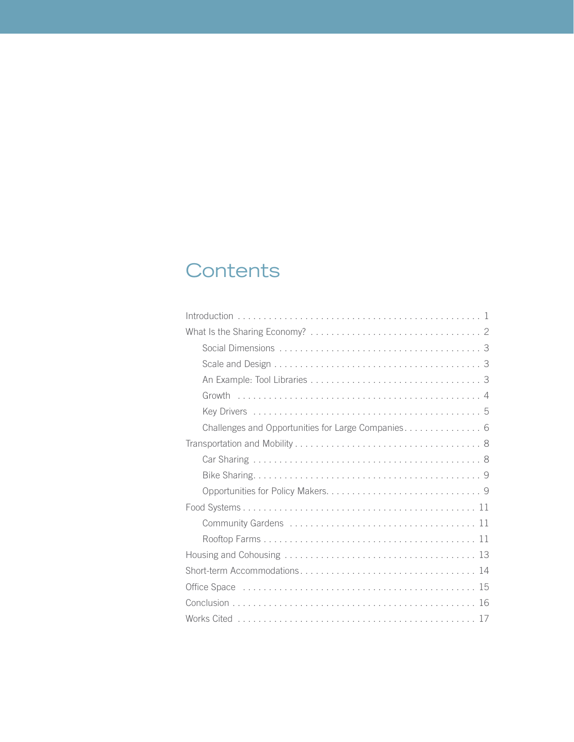# Contents

- Introduction . . . 1
- What Is the Sharing Economy? . . . 2
  - Social Dimensions . . . 3
  - Scale and Design . . . 3
  - An Example: Tool Libraries . . . 3
  - Growth . . . 4
  - Key Drivers . . . 5
  - Challenges and Opportunities for Large Companies . . . 6
- Transportation and Mobility . . . 8
  - Car Sharing . . . 8
  - Bike Sharing . . . 9
  - Opportunities for Policy Makers . . . 9
- Food Systems . . . 11
  - Community Gardens . . . 11
  - Rooftop Farms . . . 11
- Housing and Cohousing . . . 13
- Short-term Accommodations . . . 14
- Office Space . . . 15
- Conclusion . . . 16
- Works Cited . . . 17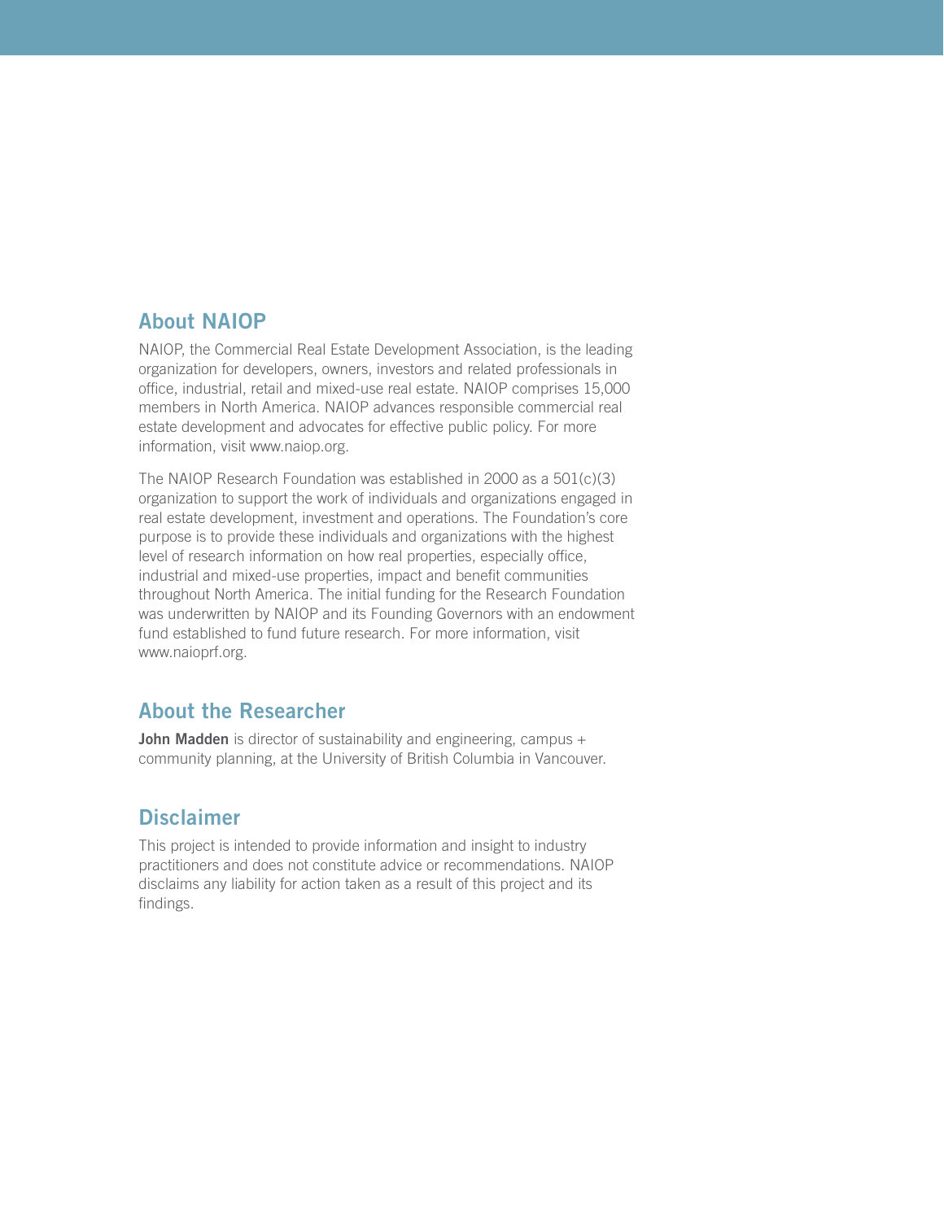## About NAIOP

NAIOP, the Commercial Real Estate Development Association, is the leading organization for developers, owners, investors and related professionals in office, industrial, retail and mixed-use real estate. NAIOP comprises 15,000 members in North America. NAIOP advances responsible commercial real estate development and advocates for effective public policy. For more information, visit www.naiop.org.

The NAIOP Research Foundation was established in 2000 as a 501(c)(3) organization to support the work of individuals and organizations engaged in real estate development, investment and operations. The Foundation's core purpose is to provide these individuals and organizations with the highest level of research information on how real properties, especially office, industrial and mixed-use properties, impact and benefit communities throughout North America. The initial funding for the Research Foundation was underwritten by NAIOP and its Founding Governors with an endowment fund established to fund future research. For more information, visit www.naioprf.org.

## About the Researcher

**John Madden** is director of sustainability and engineering, campus + community planning, at the University of British Columbia in Vancouver.

## Disclaimer

This project is intended to provide information and insight to industry practitioners and does not constitute advice or recommendations. NAIOP disclaims any liability for action taken as a result of this project and its findings.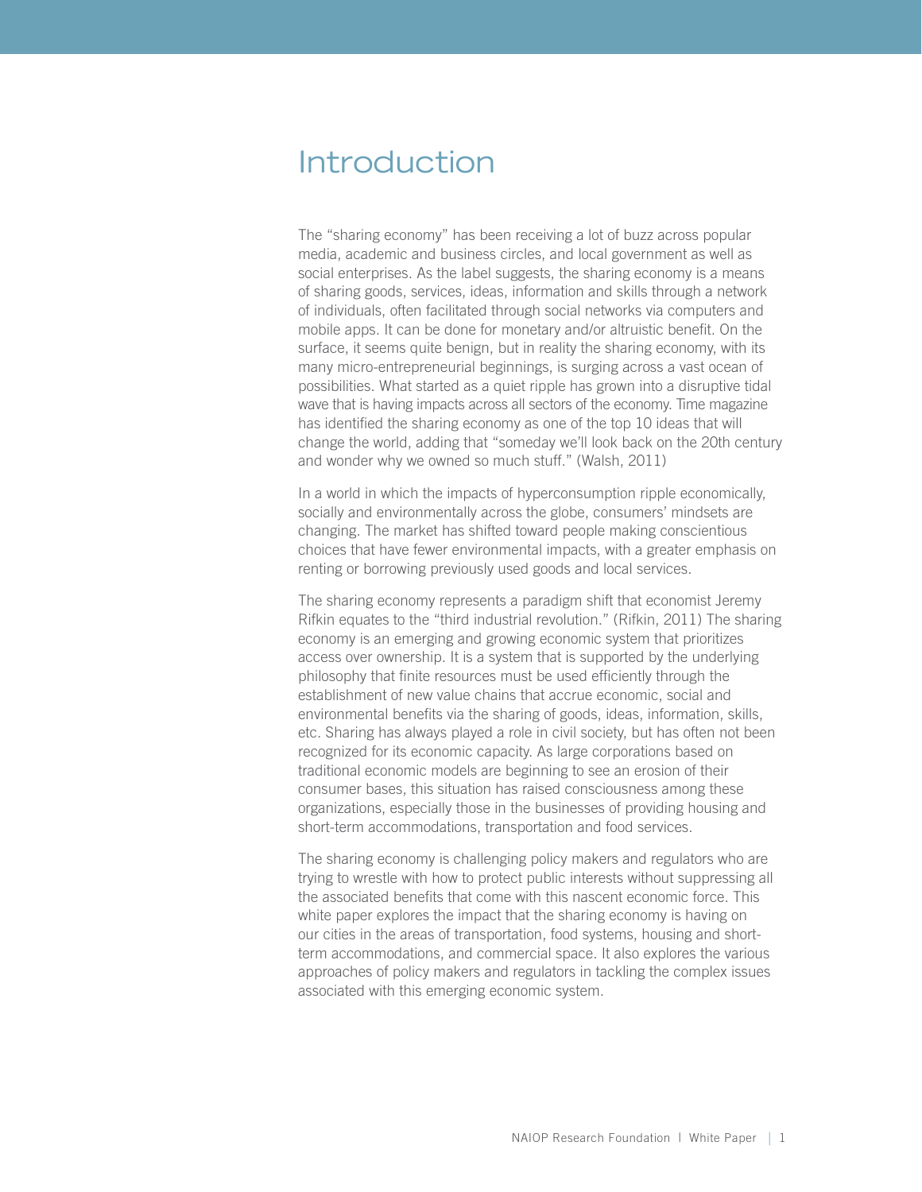# Introduction

The "sharing economy" has been receiving a lot of buzz across popular media, academic and business circles, and local government as well as social enterprises. As the label suggests, the sharing economy is a means of sharing goods, services, ideas, information and skills through a network of individuals, often facilitated through social networks via computers and mobile apps. It can be done for monetary and/or altruistic benefit. On the surface, it seems quite benign, but in reality the sharing economy, with its many micro-entrepreneurial beginnings, is surging across a vast ocean of possibilities. What started as a quiet ripple has grown into a disruptive tidal wave that is having impacts across all sectors of the economy. Time magazine has identified the sharing economy as one of the top 10 ideas that will change the world, adding that "someday we'll look back on the 20th century and wonder why we owned so much stuff." (Walsh, 2011)

In a world in which the impacts of hyperconsumption ripple economically, socially and environmentally across the globe, consumers' mindsets are changing. The market has shifted toward people making conscientious choices that have fewer environmental impacts, with a greater emphasis on renting or borrowing previously used goods and local services.

The sharing economy represents a paradigm shift that economist Jeremy Rifkin equates to the "third industrial revolution." (Rifkin, 2011) The sharing economy is an emerging and growing economic system that prioritizes access over ownership. It is a system that is supported by the underlying philosophy that finite resources must be used efficiently through the establishment of new value chains that accrue economic, social and environmental benefits via the sharing of goods, ideas, information, skills, etc. Sharing has always played a role in civil society, but has often not been recognized for its economic capacity. As large corporations based on traditional economic models are beginning to see an erosion of their consumer bases, this situation has raised consciousness among these organizations, especially those in the businesses of providing housing and short-term accommodations, transportation and food services.

The sharing economy is challenging policy makers and regulators who are trying to wrestle with how to protect public interests without suppressing all the associated benefits that come with this nascent economic force. This white paper explores the impact that the sharing economy is having on our cities in the areas of transportation, food systems, housing and short-term accommodations, and commercial space. It also explores the various approaches of policy makers and regulators in tackling the complex issues associated with this emerging economic system.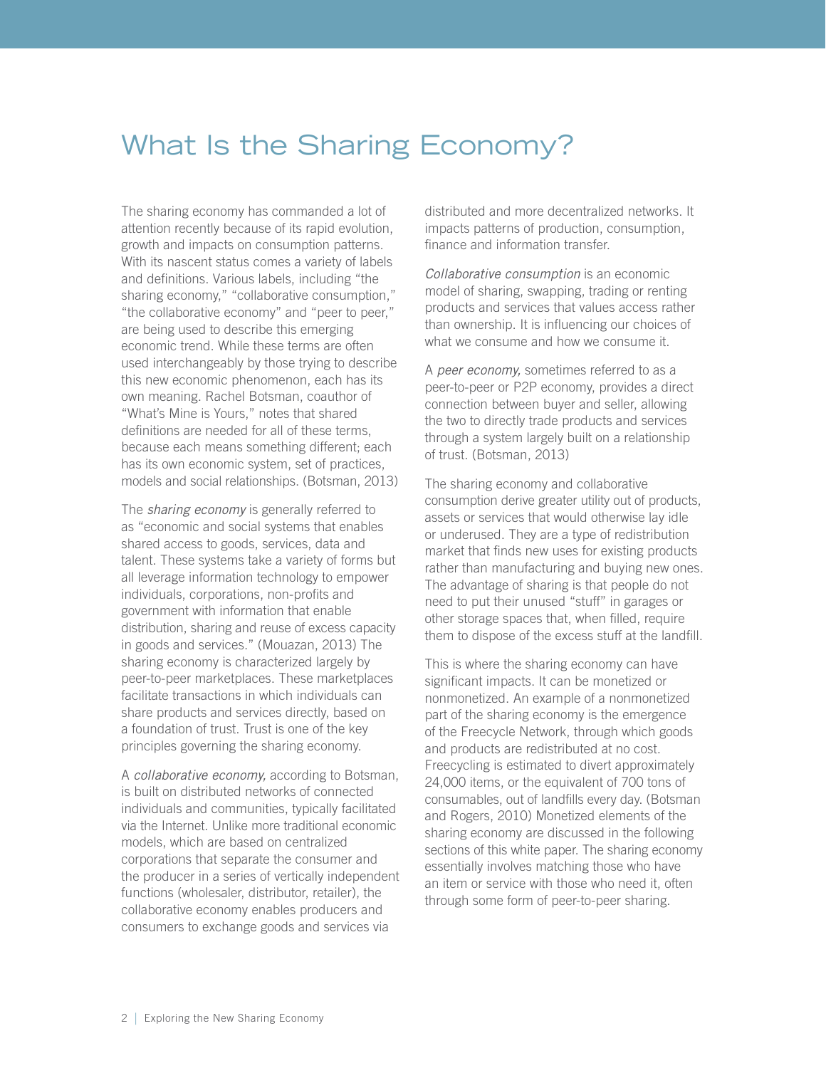# What Is the Sharing Economy?

The sharing economy has commanded a lot of attention recently because of its rapid evolution, growth and impacts on consumption patterns. With its nascent status comes a variety of labels and definitions. Various labels, including "the sharing economy," "collaborative consumption," "the collaborative economy" and "peer to peer," are being used to describe this emerging economic trend. While these terms are often used interchangeably by those trying to describe this new economic phenomenon, each has its own meaning. Rachel Botsman, coauthor of "What's Mine is Yours," notes that shared definitions are needed for all of these terms, because each means something different; each has its own economic system, set of practices, models and social relationships. (Botsman, 2013)

The *sharing economy* is generally referred to as "economic and social systems that enables shared access to goods, services, data and talent. These systems take a variety of forms but all leverage information technology to empower individuals, corporations, non-profits and government with information that enable distribution, sharing and reuse of excess capacity in goods and services." (Mouazan, 2013) The sharing economy is characterized largely by peer-to-peer marketplaces. These marketplaces facilitate transactions in which individuals can share products and services directly, based on a foundation of trust. Trust is one of the key principles governing the sharing economy.

A *collaborative economy,* according to Botsman, is built on distributed networks of connected individuals and communities, typically facilitated via the Internet. Unlike more traditional economic models, which are based on centralized corporations that separate the consumer and the producer in a series of vertically independent functions (wholesaler, distributor, retailer), the collaborative economy enables producers and consumers to exchange goods and services via distributed and more decentralized networks. It impacts patterns of production, consumption, finance and information transfer.

*Collaborative consumption* is an economic model of sharing, swapping, trading or renting products and services that values access rather than ownership. It is influencing our choices of what we consume and how we consume it.

A *peer economy,* sometimes referred to as a peer-to-peer or P2P economy, provides a direct connection between buyer and seller, allowing the two to directly trade products and services through a system largely built on a relationship of trust. (Botsman, 2013)

The sharing economy and collaborative consumption derive greater utility out of products, assets or services that would otherwise lay idle or underused. They are a type of redistribution market that finds new uses for existing products rather than manufacturing and buying new ones. The advantage of sharing is that people do not need to put their unused "stuff" in garages or other storage spaces that, when filled, require them to dispose of the excess stuff at the landfill.

This is where the sharing economy can have significant impacts. It can be monetized or nonmonetized. An example of a nonmonetized part of the sharing economy is the emergence of the Freecycle Network, through which goods and products are redistributed at no cost. Freecycling is estimated to divert approximately 24,000 items, or the equivalent of 700 tons of consumables, out of landfills every day. (Botsman and Rogers, 2010) Monetized elements of the sharing economy are discussed in the following sections of this white paper. The sharing economy essentially involves matching those who have an item or service with those who need it, often through some form of peer-to-peer sharing.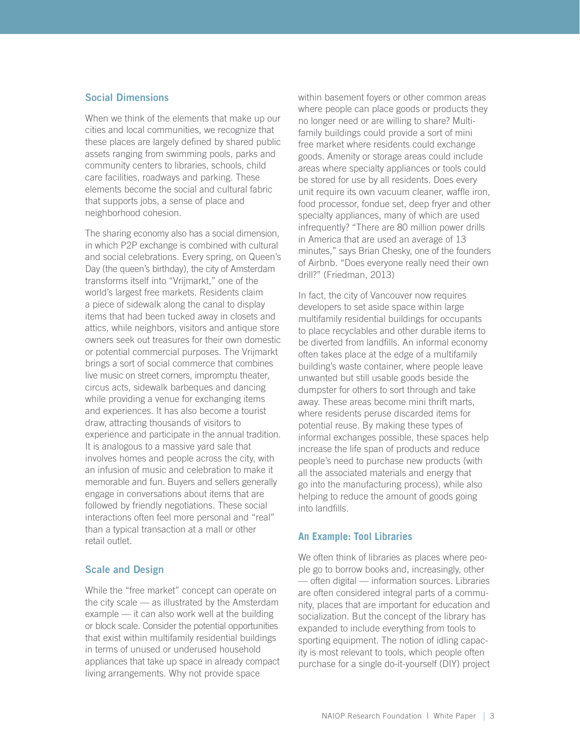### Social Dimensions

When we think of the elements that make up our cities and local communities, we recognize that these places are largely defined by shared public assets ranging from swimming pools, parks and community centers to libraries, schools, child care facilities, roadways and parking. These elements become the social and cultural fabric that supports jobs, a sense of place and neighborhood cohesion.

The sharing economy also has a social dimension, in which P2P exchange is combined with cultural and social celebrations. Every spring, on Queen's Day (the queen's birthday), the city of Amsterdam transforms itself into "Vrijmarkt," one of the world's largest free markets. Residents claim a piece of sidewalk along the canal to display items that had been tucked away in closets and attics, while neighbors, visitors and antique store owners seek out treasures for their own domestic or potential commercial purposes. The Vrijmarkt brings a sort of social commerce that combines live music on street corners, impromptu theater, circus acts, sidewalk barbeques and dancing while providing a venue for exchanging items and experiences. It has also become a tourist draw, attracting thousands of visitors to experience and participate in the annual tradition. It is analogous to a massive yard sale that involves homes and people across the city, with an infusion of music and celebration to make it memorable and fun. Buyers and sellers generally engage in conversations about items that are followed by friendly negotiations. These social interactions often feel more personal and "real" than a typical transaction at a mall or other retail outlet.

### Scale and Design

While the "free market" concept can operate on the city scale — as illustrated by the Amsterdam example — it can also work well at the building or block scale. Consider the potential opportunities that exist within multifamily residential buildings in terms of unused or underused household appliances that take up space in already compact living arrangements. Why not provide space within basement foyers or other common areas where people can place goods or products they no longer need or are willing to share? Multi-family buildings could provide a sort of mini free market where residents could exchange goods. Amenity or storage areas could include areas where specialty appliances or tools could be stored for use by all residents. Does every unit require its own vacuum cleaner, waffle iron, food processor, fondue set, deep fryer and other specialty appliances, many of which are used infrequently? "There are 80 million power drills in America that are used an average of 13 minutes," says Brian Chesky, one of the founders of Airbnb. "Does everyone really need their own drill?" (Friedman, 2013)

In fact, the city of Vancouver now requires developers to set aside space within large multifamily residential buildings for occupants to place recyclables and other durable items to be diverted from landfills. An informal economy often takes place at the edge of a multifamily building's waste container, where people leave unwanted but still usable goods beside the dumpster for others to sort through and take away. These areas become mini thrift marts, where residents peruse discarded items for potential reuse. By making these types of informal exchanges possible, these spaces help increase the life span of products and reduce people's need to purchase new products (with all the associated materials and energy that go into the manufacturing process), while also helping to reduce the amount of goods going into landfills.

### An Example: Tool Libraries

We often think of libraries as places where people go to borrow books and, increasingly, other — often digital — information sources. Libraries are often considered integral parts of a community, places that are important for education and socialization. But the concept of the library has expanded to include everything from tools to sporting equipment. The notion of idling capacity is most relevant to tools, which people often purchase for a single do-it-yourself (DIY) project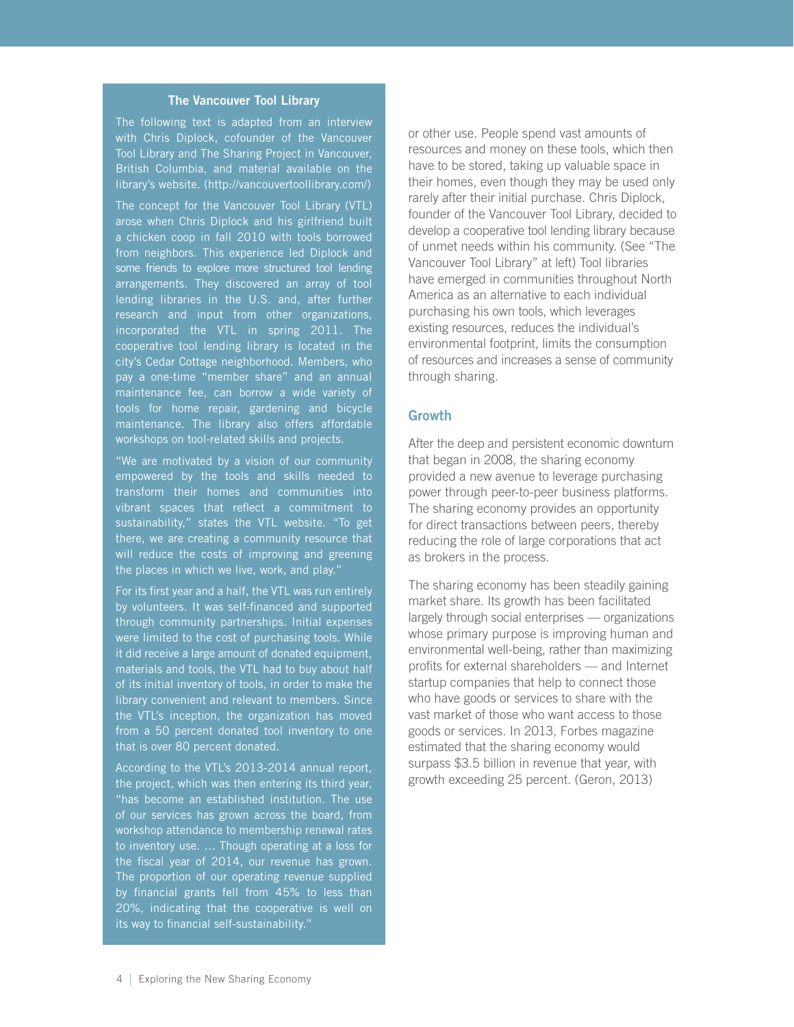### The Vancouver Tool Library

The following text is adapted from an interview with Chris Diplock, cofounder of the Vancouver Tool Library and The Sharing Project in Vancouver, British Columbia, and material available on the library's website. (http://vancouvertoollibrary.com/)

The concept for the Vancouver Tool Library (VTL) arose when Chris Diplock and his girlfriend built a chicken coop in fall 2010 with tools borrowed from neighbors. This experience led Diplock and some friends to explore more structured tool lending arrangements. They discovered an array of tool lending libraries in the U.S. and, after further research and input from other organizations, incorporated the VTL in spring 2011. The cooperative tool lending library is located in the city's Cedar Cottage neighborhood. Members, who pay a one-time "member share" and an annual maintenance fee, can borrow a wide variety of tools for home repair, gardening and bicycle maintenance. The library also offers affordable workshops on tool-related skills and projects.

"We are motivated by a vision of our community empowered by the tools and skills needed to transform their homes and communities into vibrant spaces that reflect a commitment to sustainability," states the VTL website. "To get there, we are creating a community resource that will reduce the costs of improving and greening the places in which we live, work, and play."

For its first year and a half, the VTL was run entirely by volunteers. It was self-financed and supported through community partnerships. Initial expenses were limited to the cost of purchasing tools. While it did receive a large amount of donated equipment, materials and tools, the VTL had to buy about half of its initial inventory of tools, in order to make the library convenient and relevant to members. Since the VTL's inception, the organization has moved from a 50 percent donated tool inventory to one that is over 80 percent donated.

According to the VTL's 2013-2014 annual report, the project, which was then entering its third year, "has become an established institution. The use of our services has grown across the board, from workshop attendance to membership renewal rates to inventory use. … Though operating at a loss for the fiscal year of 2014, our revenue has grown. The proportion of our operating revenue supplied by financial grants fell from 45% to less than 20%, indicating that the cooperative is well on its way to financial self-sustainability."

or other use. People spend vast amounts of resources and money on these tools, which then have to be stored, taking up valuable space in their homes, even though they may be used only rarely after their initial purchase. Chris Diplock, founder of the Vancouver Tool Library, decided to develop a cooperative tool lending library because of unmet needs within his community. (See "The Vancouver Tool Library" at left) Tool libraries have emerged in communities throughout North America as an alternative to each individual purchasing his own tools, which leverages existing resources, reduces the individual's environmental footprint, limits the consumption of resources and increases a sense of community through sharing.

## Growth

After the deep and persistent economic downturn that began in 2008, the sharing economy provided a new avenue to leverage purchasing power through peer-to-peer business platforms. The sharing economy provides an opportunity for direct transactions between peers, thereby reducing the role of large corporations that act as brokers in the process.

The sharing economy has been steadily gaining market share. Its growth has been facilitated largely through social enterprises — organizations whose primary purpose is improving human and environmental well-being, rather than maximizing profits for external shareholders — and Internet startup companies that help to connect those who have goods or services to share with the vast market of those who want access to those goods or services. In 2013, Forbes magazine estimated that the sharing economy would surpass $3.5 billion in revenue that year, with growth exceeding 25 percent. (Geron, 2013)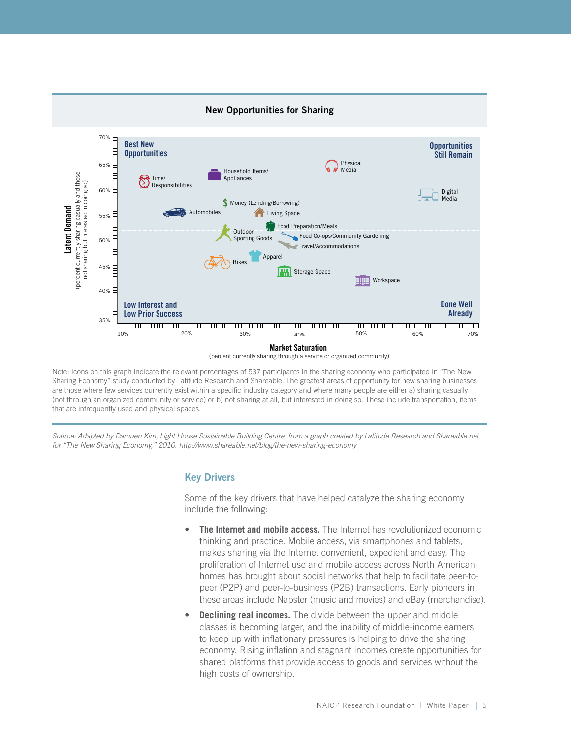### New Opportunities for Sharing

Best New Opportunities | Opportunities Still Remain | Low Interest and Low Prior Success | Done Well Already

Latent Demand (percent currently sharing casually and those not sharing but interested in doing so)

Market Saturation (percent currently sharing through a service or organized community)

Time/Responsibilities, Household Items/Appliances, Physical Media, Digital Media, Money (Lending/Borrowing), Automobiles, Living Space, Food Preparation/Meals, Outdoor Sporting Goods, Food Co-ops/Community Gardening, Travel/Accommodations, Apparel, Bikes, Storage Space, Workspace

Note: Icons on this graph indicate the relevant percentages of 537 participants in the sharing economy who participated in "The New Sharing Economy" study conducted by Latitude Research and Shareable. The greatest areas of opportunity for new sharing businesses are those where few services currently exist within a specific industry category and where many people are either a) sharing casually (not through an organized community or service) or b) not sharing at all, but interested in doing so. These include transportation, items that are infrequently used and physical spaces.

*Source: Adapted by Damuen Kim, Light House Sustainable Building Centre, from a graph created by Latitude Research and Shareable.net for "The New Sharing Economy," 2010. http://www.shareable.net/blog/the-new-sharing-economy*

## Key Drivers

Some of the key drivers that have helped catalyze the sharing economy include the following:

- **The Internet and mobile access.** The Internet has revolutionized economic thinking and practice. Mobile access, via smartphones and tablets, makes sharing via the Internet convenient, expedient and easy. The proliferation of Internet use and mobile access across North American homes has brought about social networks that help to facilitate peer-to-peer (P2P) and peer-to-business (P2B) transactions. Early pioneers in these areas include Napster (music and movies) and eBay (merchandise).
- **Declining real incomes.** The divide between the upper and middle classes is becoming larger, and the inability of middle-income earners to keep up with inflationary pressures is helping to drive the sharing economy. Rising inflation and stagnant incomes create opportunities for shared platforms that provide access to goods and services without the high costs of ownership.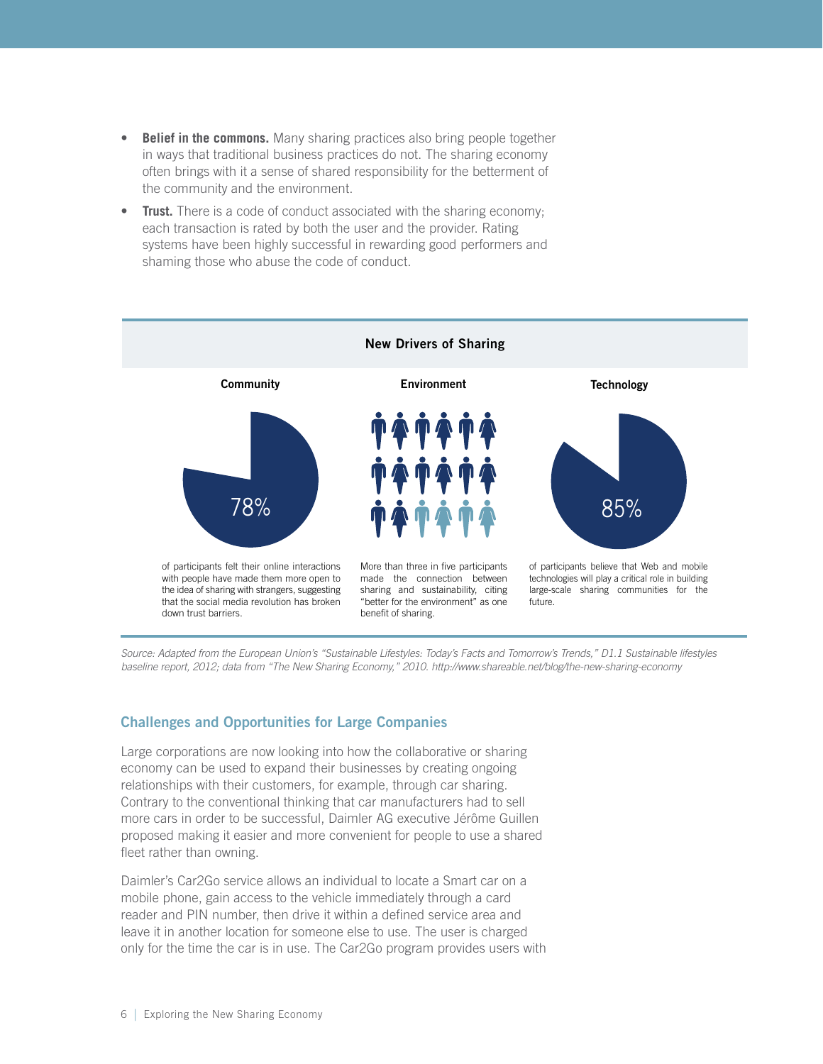- **Belief in the commons.** Many sharing practices also bring people together in ways that traditional business practices do not. The sharing economy often brings with it a sense of shared responsibility for the betterment of the community and the environment.
- **Trust.** There is a code of conduct associated with the sharing economy; each transaction is rated by both the user and the provider. Rating systems have been highly successful in rewarding good performers and shaming those who abuse the code of conduct.

**New Drivers of Sharing**

**Community**

78%

of participants felt their online interactions with people have made them more open to the idea of sharing with strangers, suggesting that the social media revolution has broken down trust barriers.

**Environment**

More than three in five participants made the connection between sharing and sustainability, citing "better for the environment" as one benefit of sharing.

**Technology**

85%

of participants believe that Web and mobile technologies will play a critical role in building large-scale sharing communities for the future.

*Source: Adapted from the European Union's "Sustainable Lifestyles: Today's Facts and Tomorrow's Trends," D1.1 Sustainable lifestyles baseline report, 2012; data from "The New Sharing Economy," 2010. http://www.shareable.net/blog/the-new-sharing-economy*

## Challenges and Opportunities for Large Companies

Large corporations are now looking into how the collaborative or sharing economy can be used to expand their businesses by creating ongoing relationships with their customers, for example, through car sharing. Contrary to the conventional thinking that car manufacturers had to sell more cars in order to be successful, Daimler AG executive Jérôme Guillen proposed making it easier and more convenient for people to use a shared fleet rather than owning.

Daimler's Car2Go service allows an individual to locate a Smart car on a mobile phone, gain access to the vehicle immediately through a card reader and PIN number, then drive it within a defined service area and leave it in another location for someone else to use. The user is charged only for the time the car is in use. The Car2Go program provides users with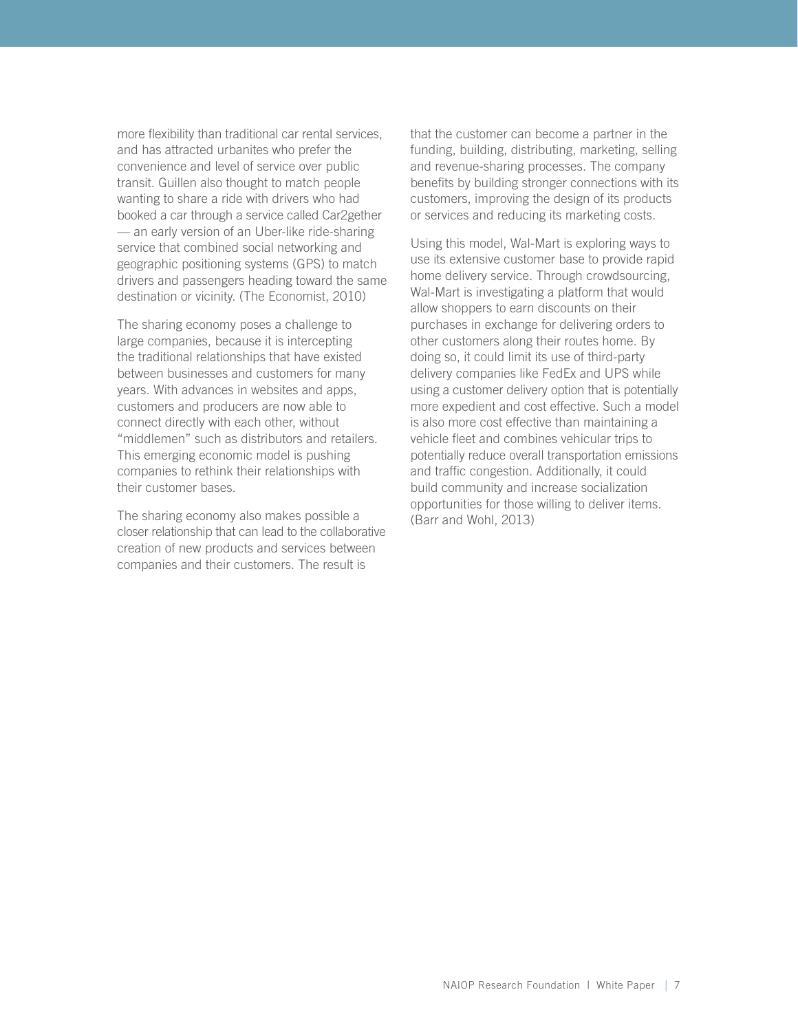more flexibility than traditional car rental services, and has attracted urbanites who prefer the convenience and level of service over public transit. Guillen also thought to match people wanting to share a ride with drivers who had booked a car through a service called Car2gether — an early version of an Uber-like ride-sharing service that combined social networking and geographic positioning systems (GPS) to match drivers and passengers heading toward the same destination or vicinity. (The Economist, 2010)

The sharing economy poses a challenge to large companies, because it is intercepting the traditional relationships that have existed between businesses and customers for many years. With advances in websites and apps, customers and producers are now able to connect directly with each other, without "middlemen" such as distributors and retailers. This emerging economic model is pushing companies to rethink their relationships with their customer bases.

The sharing economy also makes possible a closer relationship that can lead to the collaborative creation of new products and services between companies and their customers. The result is that the customer can become a partner in the funding, building, distributing, marketing, selling and revenue-sharing processes. The company benefits by building stronger connections with its customers, improving the design of its products or services and reducing its marketing costs.

Using this model, Wal-Mart is exploring ways to use its extensive customer base to provide rapid home delivery service. Through crowdsourcing, Wal-Mart is investigating a platform that would allow shoppers to earn discounts on their purchases in exchange for delivering orders to other customers along their routes home. By doing so, it could limit its use of third-party delivery companies like FedEx and UPS while using a customer delivery option that is potentially more expedient and cost effective. Such a model is also more cost effective than maintaining a vehicle fleet and combines vehicular trips to potentially reduce overall transportation emissions and traffic congestion. Additionally, it could build community and increase socialization opportunities for those willing to deliver items. (Barr and Wohl, 2013)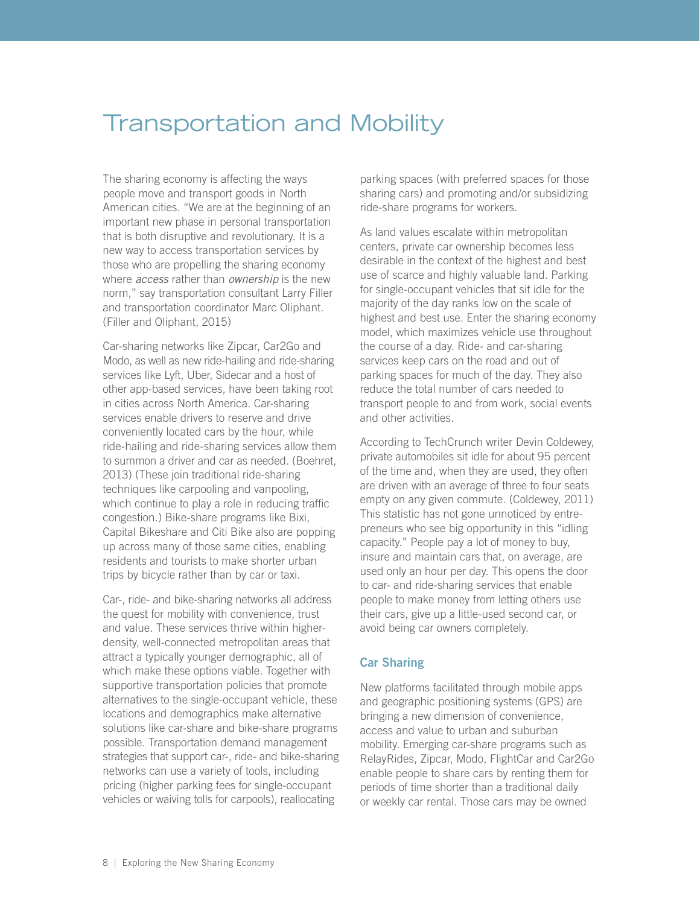# Transportation and Mobility

The sharing economy is affecting the ways people move and transport goods in North American cities. "We are at the beginning of an important new phase in personal transportation that is both disruptive and revolutionary. It is a new way to access transportation services by those who are propelling the sharing economy where *access* rather than *ownership* is the new norm," say transportation consultant Larry Filler and transportation coordinator Marc Oliphant. (Filler and Oliphant, 2015)

Car-sharing networks like Zipcar, Car2Go and Modo, as well as new ride-hailing and ride-sharing services like Lyft, Uber, Sidecar and a host of other app-based services, have been taking root in cities across North America. Car-sharing services enable drivers to reserve and drive conveniently located cars by the hour, while ride-hailing and ride-sharing services allow them to summon a driver and car as needed. (Boehret, 2013) (These join traditional ride-sharing techniques like carpooling and vanpooling, which continue to play a role in reducing traffic congestion.) Bike-share programs like Bixi, Capital Bikeshare and Citi Bike also are popping up across many of those same cities, enabling residents and tourists to make shorter urban trips by bicycle rather than by car or taxi.

Car-, ride- and bike-sharing networks all address the quest for mobility with convenience, trust and value. These services thrive within higher-density, well-connected metropolitan areas that attract a typically younger demographic, all of which make these options viable. Together with supportive transportation policies that promote alternatives to the single-occupant vehicle, these locations and demographics make alternative solutions like car-share and bike-share programs possible. Transportation demand management strategies that support car-, ride- and bike-sharing networks can use a variety of tools, including pricing (higher parking fees for single-occupant vehicles or waiving tolls for carpools), reallocating parking spaces (with preferred spaces for those sharing cars) and promoting and/or subsidizing ride-share programs for workers.

As land values escalate within metropolitan centers, private car ownership becomes less desirable in the context of the highest and best use of scarce and highly valuable land. Parking for single-occupant vehicles that sit idle for the majority of the day ranks low on the scale of highest and best use. Enter the sharing economy model, which maximizes vehicle use throughout the course of a day. Ride- and car-sharing services keep cars on the road and out of parking spaces for much of the day. They also reduce the total number of cars needed to transport people to and from work, social events and other activities.

According to TechCrunch writer Devin Coldewey, private automobiles sit idle for about 95 percent of the time and, when they are used, they often are driven with an average of three to four seats empty on any given commute. (Coldewey, 2011) This statistic has not gone unnoticed by entrepreneurs who see big opportunity in this "idling capacity." People pay a lot of money to buy, insure and maintain cars that, on average, are used only an hour per day. This opens the door to car- and ride-sharing services that enable people to make money from letting others use their cars, give up a little-used second car, or avoid being car owners completely.

### Car Sharing

New platforms facilitated through mobile apps and geographic positioning systems (GPS) are bringing a new dimension of convenience, access and value to urban and suburban mobility. Emerging car-share programs such as RelayRides, Zipcar, Modo, FlightCar and Car2Go enable people to share cars by renting them for periods of time shorter than a traditional daily or weekly car rental. Those cars may be owned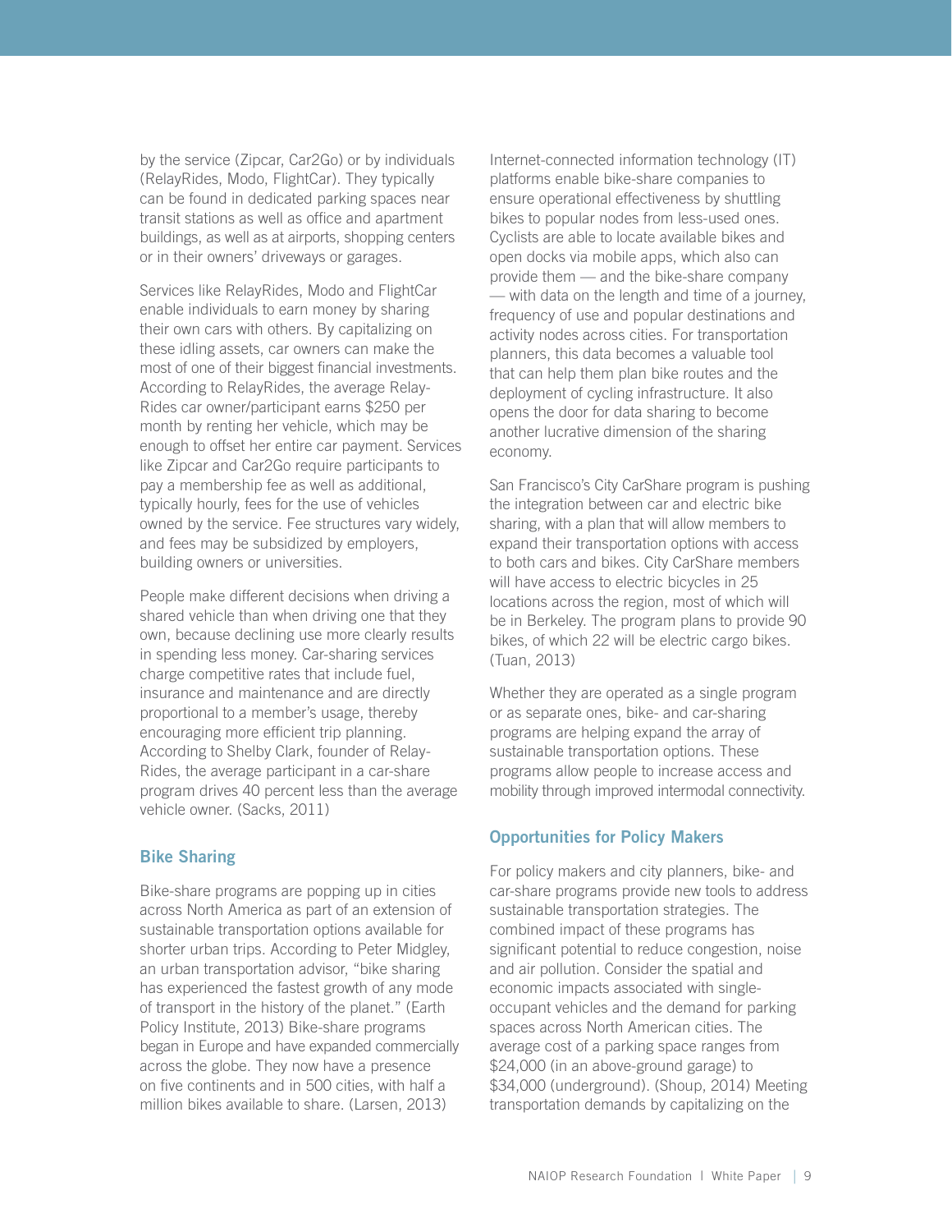by the service (Zipcar, Car2Go) or by individuals (RelayRides, Modo, FlightCar). They typically can be found in dedicated parking spaces near transit stations as well as office and apartment buildings, as well as at airports, shopping centers or in their owners' driveways or garages.

Services like RelayRides, Modo and FlightCar enable individuals to earn money by sharing their own cars with others. By capitalizing on these idling assets, car owners can make the most of one of their biggest financial investments. According to RelayRides, the average RelayRides car owner/participant earns $250 per month by renting her vehicle, which may be enough to offset her entire car payment. Services like Zipcar and Car2Go require participants to pay a membership fee as well as additional, typically hourly, fees for the use of vehicles owned by the service. Fee structures vary widely, and fees may be subsidized by employers, building owners or universities.

People make different decisions when driving a shared vehicle than when driving one that they own, because declining use more clearly results in spending less money. Car-sharing services charge competitive rates that include fuel, insurance and maintenance and are directly proportional to a member's usage, thereby encouraging more efficient trip planning. According to Shelby Clark, founder of RelayRides, the average participant in a car-share program drives 40 percent less than the average vehicle owner. (Sacks, 2011)

### Bike Sharing

Bike-share programs are popping up in cities across North America as part of an extension of sustainable transportation options available for shorter urban trips. According to Peter Midgley, an urban transportation advisor, "bike sharing has experienced the fastest growth of any mode of transport in the history of the planet." (Earth Policy Institute, 2013) Bike-share programs began in Europe and have expanded commercially across the globe. They now have a presence on five continents and in 500 cities, with half a million bikes available to share. (Larsen, 2013)

Internet-connected information technology (IT) platforms enable bike-share companies to ensure operational effectiveness by shuttling bikes to popular nodes from less-used ones. Cyclists are able to locate available bikes and open docks via mobile apps, which also can provide them — and the bike-share company — with data on the length and time of a journey, frequency of use and popular destinations and activity nodes across cities. For transportation planners, this data becomes a valuable tool that can help them plan bike routes and the deployment of cycling infrastructure. It also opens the door for data sharing to become another lucrative dimension of the sharing economy.

San Francisco's City CarShare program is pushing the integration between car and electric bike sharing, with a plan that will allow members to expand their transportation options with access to both cars and bikes. City CarShare members will have access to electric bicycles in 25 locations across the region, most of which will be in Berkeley. The program plans to provide 90 bikes, of which 22 will be electric cargo bikes. (Tuan, 2013)

Whether they are operated as a single program or as separate ones, bike- and car-sharing programs are helping expand the array of sustainable transportation options. These programs allow people to increase access and mobility through improved intermodal connectivity.

### Opportunities for Policy Makers

For policy makers and city planners, bike- and car-share programs provide new tools to address sustainable transportation strategies. The combined impact of these programs has significant potential to reduce congestion, noise and air pollution. Consider the spatial and economic impacts associated with single-occupant vehicles and the demand for parking spaces across North American cities. The average cost of a parking space ranges from $24,000 (in an above-ground garage) to $34,000 (underground). (Shoup, 2014) Meeting transportation demands by capitalizing on the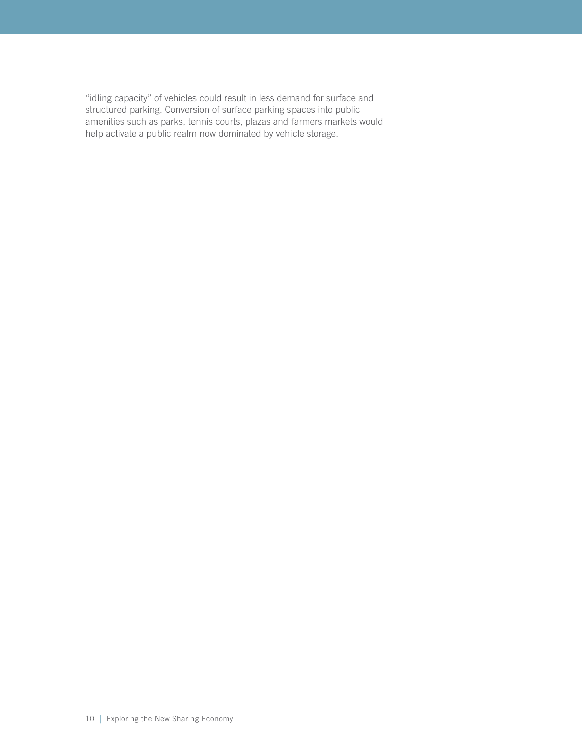"idling capacity" of vehicles could result in less demand for surface and structured parking. Conversion of surface parking spaces into public amenities such as parks, tennis courts, plazas and farmers markets would help activate a public realm now dominated by vehicle storage.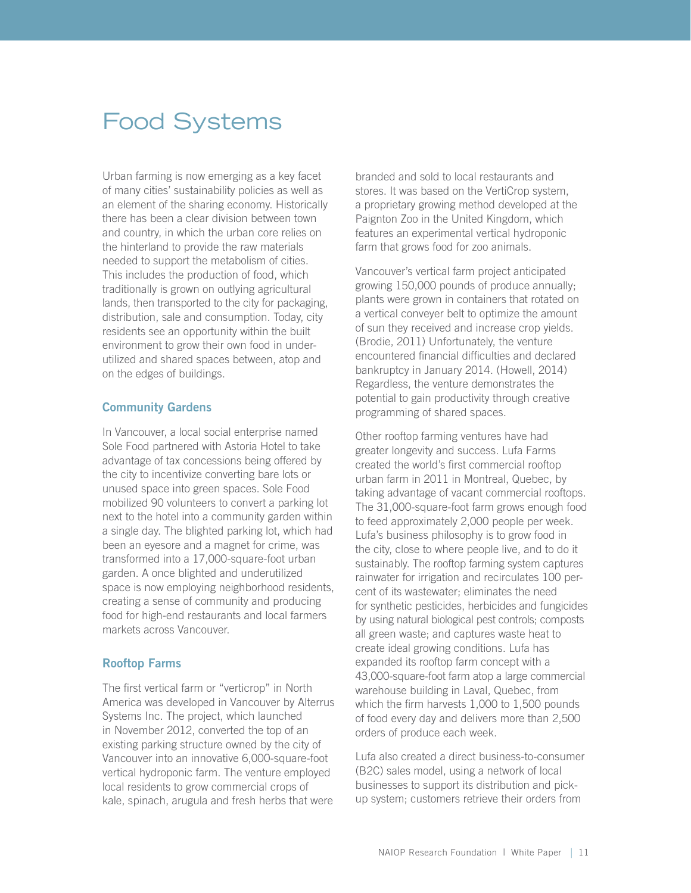# Food Systems

Urban farming is now emerging as a key facet of many cities' sustainability policies as well as an element of the sharing economy. Historically there has been a clear division between town and country, in which the urban core relies on the hinterland to provide the raw materials needed to support the metabolism of cities. This includes the production of food, which traditionally is grown on outlying agricultural lands, then transported to the city for packaging, distribution, sale and consumption. Today, city residents see an opportunity within the built environment to grow their own food in under-utilized and shared spaces between, atop and on the edges of buildings.

### Community Gardens

In Vancouver, a local social enterprise named Sole Food partnered with Astoria Hotel to take advantage of tax concessions being offered by the city to incentivize converting bare lots or unused space into green spaces. Sole Food mobilized 90 volunteers to convert a parking lot next to the hotel into a community garden within a single day. The blighted parking lot, which had been an eyesore and a magnet for crime, was transformed into a 17,000-square-foot urban garden. A once blighted and underutilized space is now employing neighborhood residents, creating a sense of community and producing food for high-end restaurants and local farmers markets across Vancouver.

### Rooftop Farms

The first vertical farm or "verticrop" in North America was developed in Vancouver by Alterrus Systems Inc. The project, which launched in November 2012, converted the top of an existing parking structure owned by the city of Vancouver into an innovative 6,000-square-foot vertical hydroponic farm. The venture employed local residents to grow commercial crops of kale, spinach, arugula and fresh herbs that were branded and sold to local restaurants and stores. It was based on the VertiCrop system, a proprietary growing method developed at the Paignton Zoo in the United Kingdom, which features an experimental vertical hydroponic farm that grows food for zoo animals.

Vancouver's vertical farm project anticipated growing 150,000 pounds of produce annually; plants were grown in containers that rotated on a vertical conveyer belt to optimize the amount of sun they received and increase crop yields. (Brodie, 2011) Unfortunately, the venture encountered financial difficulties and declared bankruptcy in January 2014. (Howell, 2014) Regardless, the venture demonstrates the potential to gain productivity through creative programming of shared spaces.

Other rooftop farming ventures have had greater longevity and success. Lufa Farms created the world's first commercial rooftop urban farm in 2011 in Montreal, Quebec, by taking advantage of vacant commercial rooftops. The 31,000-square-foot farm grows enough food to feed approximately 2,000 people per week. Lufa's business philosophy is to grow food in the city, close to where people live, and to do it sustainably. The rooftop farming system captures rainwater for irrigation and recirculates 100 percent of its wastewater; eliminates the need for synthetic pesticides, herbicides and fungicides by using natural biological pest controls; composts all green waste; and captures waste heat to create ideal growing conditions. Lufa has expanded its rooftop farm concept with a 43,000-square-foot farm atop a large commercial warehouse building in Laval, Quebec, from which the firm harvests 1,000 to 1,500 pounds of food every day and delivers more than 2,500 orders of produce each week.

Lufa also created a direct business-to-consumer (B2C) sales model, using a network of local businesses to support its distribution and pick-up system; customers retrieve their orders from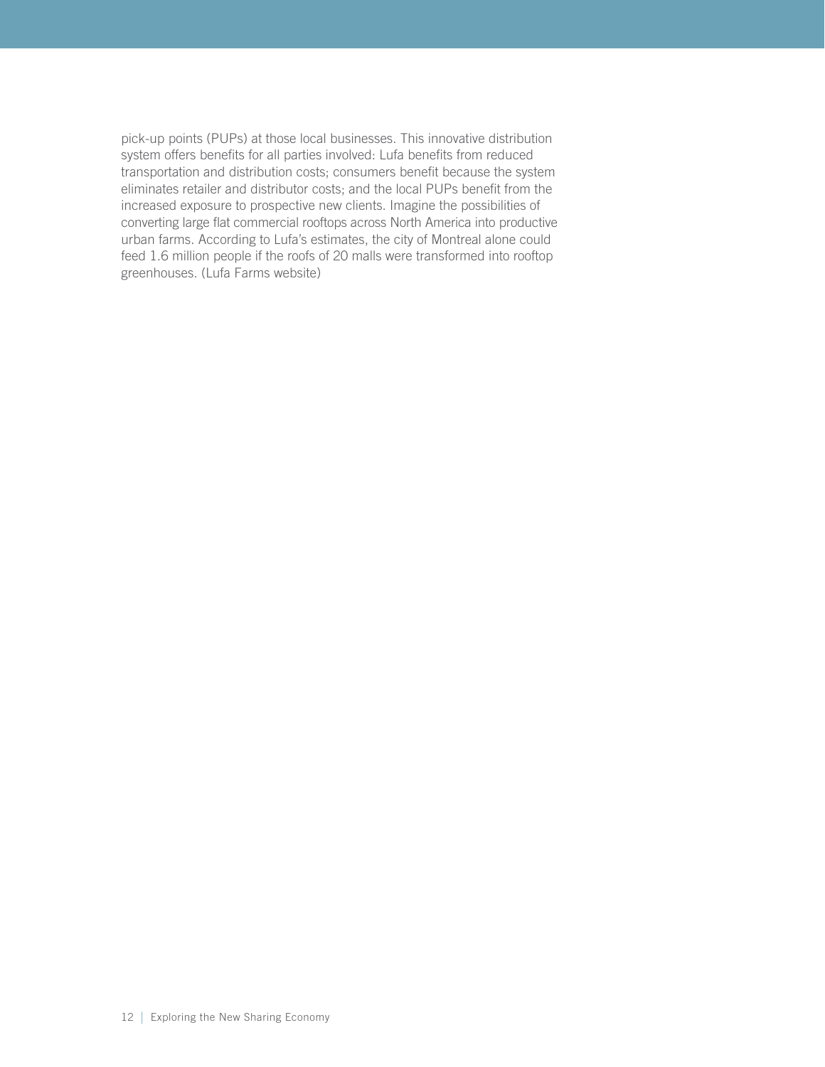pick-up points (PUPs) at those local businesses. This innovative distribution system offers benefits for all parties involved: Lufa benefits from reduced transportation and distribution costs; consumers benefit because the system eliminates retailer and distributor costs; and the local PUPs benefit from the increased exposure to prospective new clients. Imagine the possibilities of converting large flat commercial rooftops across North America into productive urban farms. According to Lufa's estimates, the city of Montreal alone could feed 1.6 million people if the roofs of 20 malls were transformed into rooftop greenhouses. (Lufa Farms website)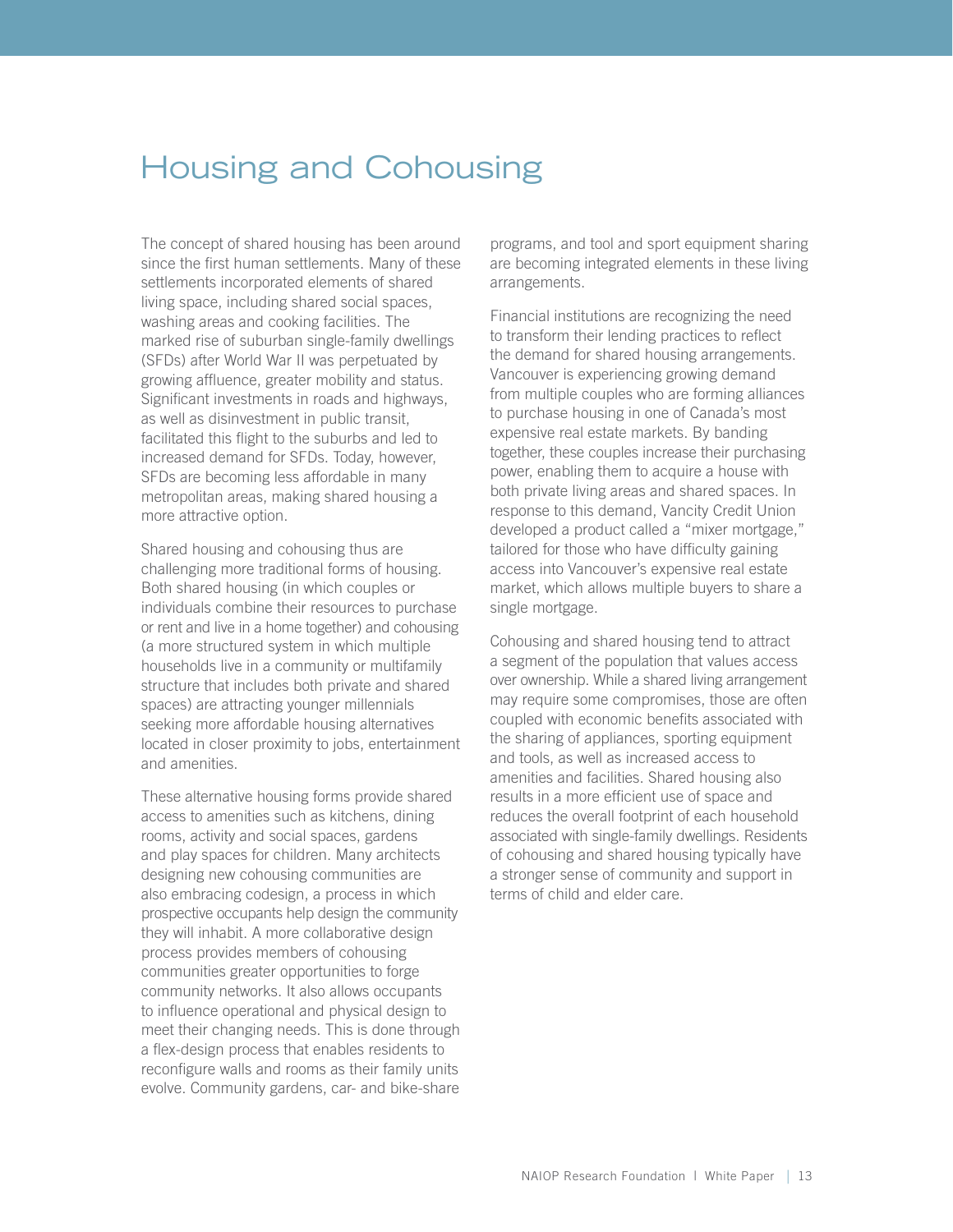# Housing and Cohousing

The concept of shared housing has been around since the first human settlements. Many of these settlements incorporated elements of shared living space, including shared social spaces, washing areas and cooking facilities. The marked rise of suburban single-family dwellings (SFDs) after World War II was perpetuated by growing affluence, greater mobility and status. Significant investments in roads and highways, as well as disinvestment in public transit, facilitated this flight to the suburbs and led to increased demand for SFDs. Today, however, SFDs are becoming less affordable in many metropolitan areas, making shared housing a more attractive option.

Shared housing and cohousing thus are challenging more traditional forms of housing. Both shared housing (in which couples or individuals combine their resources to purchase or rent and live in a home together) and cohousing (a more structured system in which multiple households live in a community or multifamily structure that includes both private and shared spaces) are attracting younger millennials seeking more affordable housing alternatives located in closer proximity to jobs, entertainment and amenities.

These alternative housing forms provide shared access to amenities such as kitchens, dining rooms, activity and social spaces, gardens and play spaces for children. Many architects designing new cohousing communities are also embracing codesign, a process in which prospective occupants help design the community they will inhabit. A more collaborative design process provides members of cohousing communities greater opportunities to forge community networks. It also allows occupants to influence operational and physical design to meet their changing needs. This is done through a flex-design process that enables residents to reconfigure walls and rooms as their family units evolve. Community gardens, car- and bike-share programs, and tool and sport equipment sharing are becoming integrated elements in these living arrangements.

Financial institutions are recognizing the need to transform their lending practices to reflect the demand for shared housing arrangements. Vancouver is experiencing growing demand from multiple couples who are forming alliances to purchase housing in one of Canada's most expensive real estate markets. By banding together, these couples increase their purchasing power, enabling them to acquire a house with both private living areas and shared spaces. In response to this demand, Vancity Credit Union developed a product called a "mixer mortgage," tailored for those who have difficulty gaining access into Vancouver's expensive real estate market, which allows multiple buyers to share a single mortgage.

Cohousing and shared housing tend to attract a segment of the population that values access over ownership. While a shared living arrangement may require some compromises, those are often coupled with economic benefits associated with the sharing of appliances, sporting equipment and tools, as well as increased access to amenities and facilities. Shared housing also results in a more efficient use of space and reduces the overall footprint of each household associated with single-family dwellings. Residents of cohousing and shared housing typically have a stronger sense of community and support in terms of child and elder care.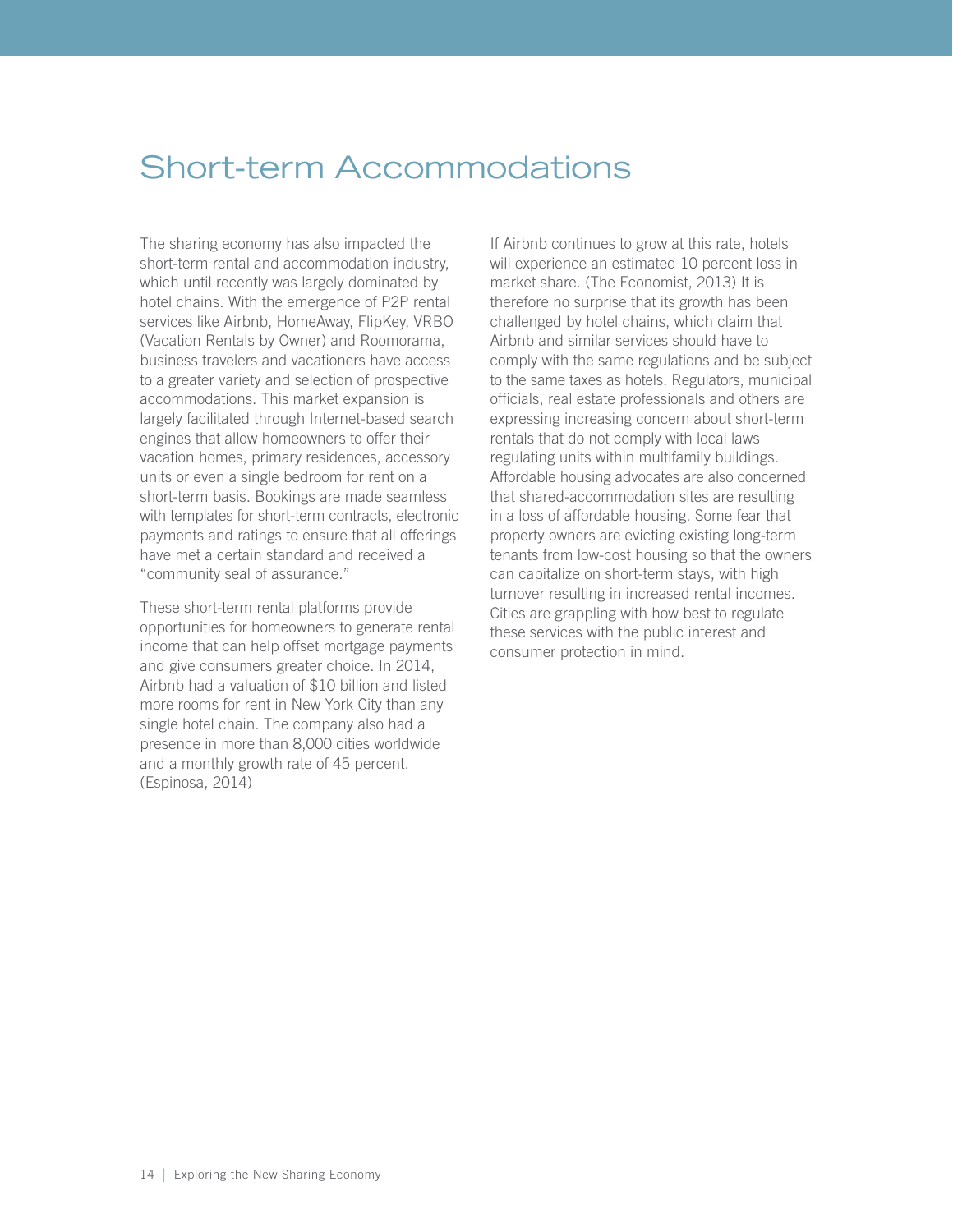# Short-term Accommodations

The sharing economy has also impacted the short-term rental and accommodation industry, which until recently was largely dominated by hotel chains. With the emergence of P2P rental services like Airbnb, HomeAway, FlipKey, VRBO (Vacation Rentals by Owner) and Roomorama, business travelers and vacationers have access to a greater variety and selection of prospective accommodations. This market expansion is largely facilitated through Internet-based search engines that allow homeowners to offer their vacation homes, primary residences, accessory units or even a single bedroom for rent on a short-term basis. Bookings are made seamless with templates for short-term contracts, electronic payments and ratings to ensure that all offerings have met a certain standard and received a "community seal of assurance."

These short-term rental platforms provide opportunities for homeowners to generate rental income that can help offset mortgage payments and give consumers greater choice. In 2014, Airbnb had a valuation of $10 billion and listed more rooms for rent in New York City than any single hotel chain. The company also had a presence in more than 8,000 cities worldwide and a monthly growth rate of 45 percent. (Espinosa, 2014)

If Airbnb continues to grow at this rate, hotels will experience an estimated 10 percent loss in market share. (The Economist, 2013) It is therefore no surprise that its growth has been challenged by hotel chains, which claim that Airbnb and similar services should have to comply with the same regulations and be subject to the same taxes as hotels. Regulators, municipal officials, real estate professionals and others are expressing increasing concern about short-term rentals that do not comply with local laws regulating units within multifamily buildings. Affordable housing advocates are also concerned that shared-accommodation sites are resulting in a loss of affordable housing. Some fear that property owners are evicting existing long-term tenants from low-cost housing so that the owners can capitalize on short-term stays, with high turnover resulting in increased rental incomes. Cities are grappling with how best to regulate these services with the public interest and consumer protection in mind.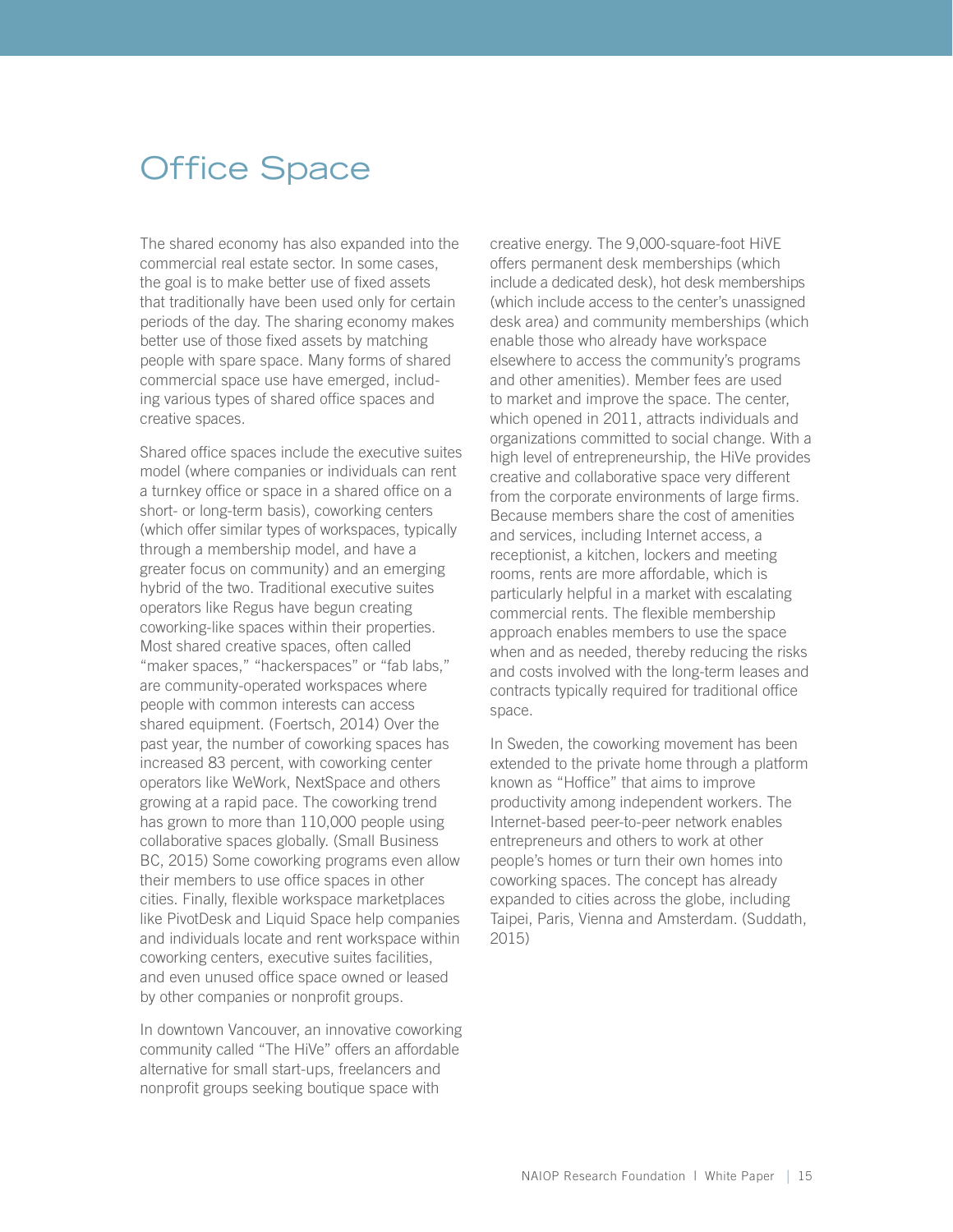# Office Space

The shared economy has also expanded into the commercial real estate sector. In some cases, the goal is to make better use of fixed assets that traditionally have been used only for certain periods of the day. The sharing economy makes better use of those fixed assets by matching people with spare space. Many forms of shared commercial space use have emerged, including various types of shared office spaces and creative spaces.

Shared office spaces include the executive suites model (where companies or individuals can rent a turnkey office or space in a shared office on a short- or long-term basis), coworking centers (which offer similar types of workspaces, typically through a membership model, and have a greater focus on community) and an emerging hybrid of the two. Traditional executive suites operators like Regus have begun creating coworking-like spaces within their properties. Most shared creative spaces, often called "maker spaces," "hackerspaces" or "fab labs," are community-operated workspaces where people with common interests can access shared equipment. (Foertsch, 2014) Over the past year, the number of coworking spaces has increased 83 percent, with coworking center operators like WeWork, NextSpace and others growing at a rapid pace. The coworking trend has grown to more than 110,000 people using collaborative spaces globally. (Small Business BC, 2015) Some coworking programs even allow their members to use office spaces in other cities. Finally, flexible workspace marketplaces like PivotDesk and Liquid Space help companies and individuals locate and rent workspace within coworking centers, executive suites facilities, and even unused office space owned or leased by other companies or nonprofit groups.

In downtown Vancouver, an innovative coworking community called "The HiVe" offers an affordable alternative for small start-ups, freelancers and nonprofit groups seeking boutique space with creative energy. The 9,000-square-foot HiVE offers permanent desk memberships (which include a dedicated desk), hot desk memberships (which include access to the center's unassigned desk area) and community memberships (which enable those who already have workspace elsewhere to access the community's programs and other amenities). Member fees are used to market and improve the space. The center, which opened in 2011, attracts individuals and organizations committed to social change. With a high level of entrepreneurship, the HiVe provides creative and collaborative space very different from the corporate environments of large firms. Because members share the cost of amenities and services, including Internet access, a receptionist, a kitchen, lockers and meeting rooms, rents are more affordable, which is particularly helpful in a market with escalating commercial rents. The flexible membership approach enables members to use the space when and as needed, thereby reducing the risks and costs involved with the long-term leases and contracts typically required for traditional office space.

In Sweden, the coworking movement has been extended to the private home through a platform known as "Hoffice" that aims to improve productivity among independent workers. The Internet-based peer-to-peer network enables entrepreneurs and others to work at other people's homes or turn their own homes into coworking spaces. The concept has already expanded to cities across the globe, including Taipei, Paris, Vienna and Amsterdam. (Suddath, 2015)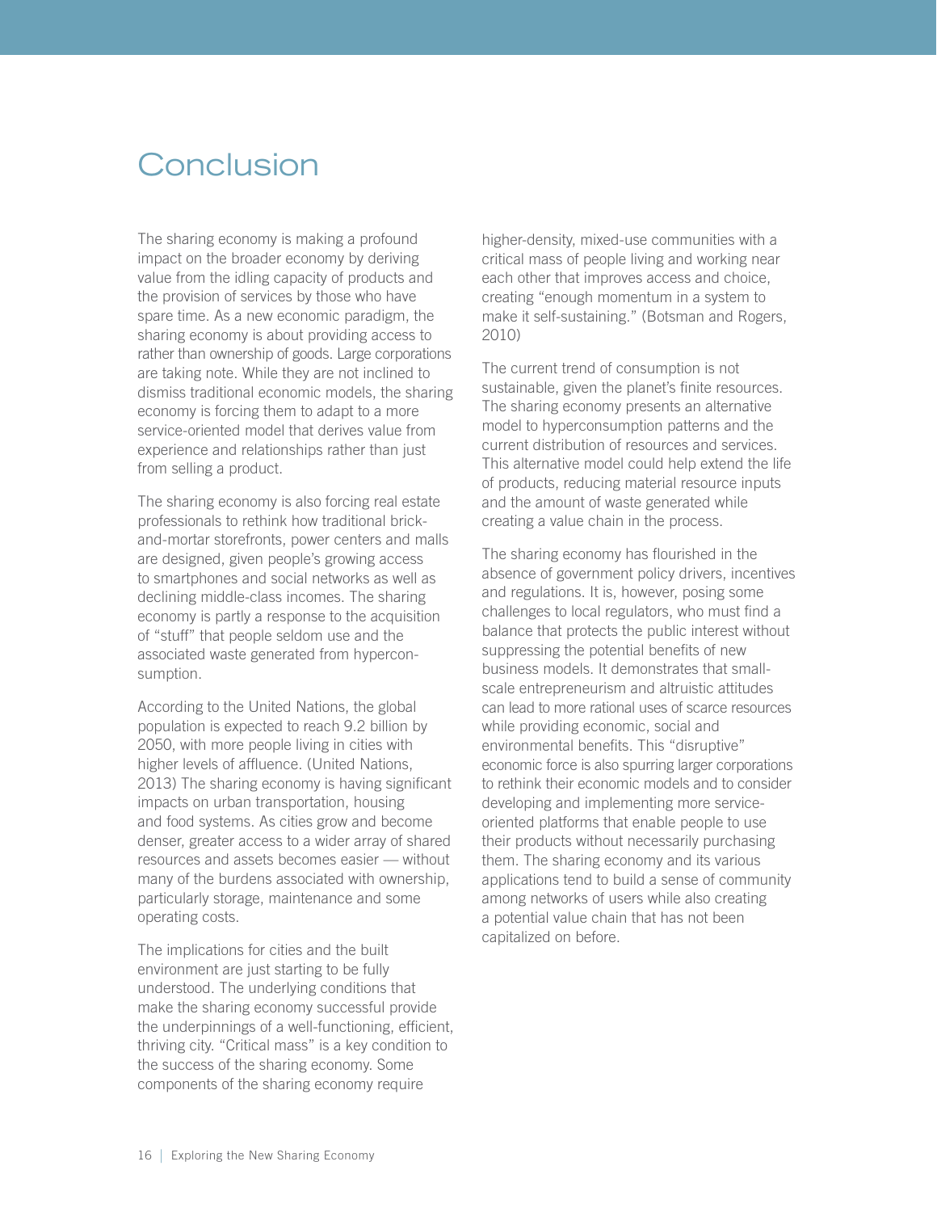# Conclusion

The sharing economy is making a profound impact on the broader economy by deriving value from the idling capacity of products and the provision of services by those who have spare time. As a new economic paradigm, the sharing economy is about providing access to rather than ownership of goods. Large corporations are taking note. While they are not inclined to dismiss traditional economic models, the sharing economy is forcing them to adapt to a more service-oriented model that derives value from experience and relationships rather than just from selling a product.

The sharing economy is also forcing real estate professionals to rethink how traditional brick-and-mortar storefronts, power centers and malls are designed, given people's growing access to smartphones and social networks as well as declining middle-class incomes. The sharing economy is partly a response to the acquisition of "stuff" that people seldom use and the associated waste generated from hyperconsumption.

According to the United Nations, the global population is expected to reach 9.2 billion by 2050, with more people living in cities with higher levels of affluence. (United Nations, 2013) The sharing economy is having significant impacts on urban transportation, housing and food systems. As cities grow and become denser, greater access to a wider array of shared resources and assets becomes easier — without many of the burdens associated with ownership, particularly storage, maintenance and some operating costs.

The implications for cities and the built environment are just starting to be fully understood. The underlying conditions that make the sharing economy successful provide the underpinnings of a well-functioning, efficient, thriving city. "Critical mass" is a key condition to the success of the sharing economy. Some components of the sharing economy require higher-density, mixed-use communities with a critical mass of people living and working near each other that improves access and choice, creating "enough momentum in a system to make it self-sustaining." (Botsman and Rogers, 2010)

The current trend of consumption is not sustainable, given the planet's finite resources. The sharing economy presents an alternative model to hyperconsumption patterns and the current distribution of resources and services. This alternative model could help extend the life of products, reducing material resource inputs and the amount of waste generated while creating a value chain in the process.

The sharing economy has flourished in the absence of government policy drivers, incentives and regulations. It is, however, posing some challenges to local regulators, who must find a balance that protects the public interest without suppressing the potential benefits of new business models. It demonstrates that small-scale entrepreneurism and altruistic attitudes can lead to more rational uses of scarce resources while providing economic, social and environmental benefits. This "disruptive" economic force is also spurring larger corporations to rethink their economic models and to consider developing and implementing more service-oriented platforms that enable people to use their products without necessarily purchasing them. The sharing economy and its various applications tend to build a sense of community among networks of users while also creating a potential value chain that has not been capitalized on before.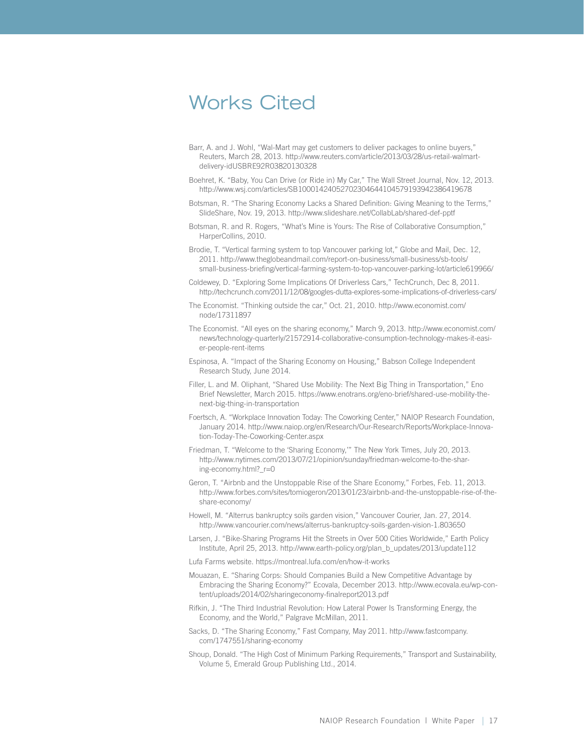# Works Cited

Barr, A. and J. Wohl, "Wal-Mart may get customers to deliver packages to online buyers," Reuters, March 28, 2013. http://www.reuters.com/article/2013/03/28/us-retail-walmart-delivery-idUSBRE92R03820130328

Boehret, K. "Baby, You Can Drive (or Ride in) My Car," The Wall Street Journal, Nov. 12, 2013. http://www.wsj.com/articles/SB10001424052702304644104579193942386419678

Botsman, R. "The Sharing Economy Lacks a Shared Definition: Giving Meaning to the Terms," SlideShare, Nov. 19, 2013. http://www.slideshare.net/CollabLab/shared-def-pptf

Botsman, R. and R. Rogers, "What's Mine is Yours: The Rise of Collaborative Consumption," HarperCollins, 2010.

Brodie, T. "Vertical farming system to top Vancouver parking lot," Globe and Mail, Dec. 12, 2011. http://www.theglobeandmail.com/report-on-business/small-business/sb-tools/small-business-briefing/vertical-farming-system-to-top-vancouver-parking-lot/article619966/

Coldewey, D. "Exploring Some Implications Of Driverless Cars," TechCrunch, Dec 8, 2011. http://techcrunch.com/2011/12/08/googles-dutta-explores-some-implications-of-driverless-cars/

The Economist. "Thinking outside the car," Oct. 21, 2010. http://www.economist.com/node/17311897

The Economist. "All eyes on the sharing economy," March 9, 2013. http://www.economist.com/news/technology-quarterly/21572914-collaborative-consumption-technology-makes-it-easier-people-rent-items

Espinosa, A. "Impact of the Sharing Economy on Housing," Babson College Independent Research Study, June 2014.

Filler, L. and M. Oliphant, "Shared Use Mobility: The Next Big Thing in Transportation," Eno Brief Newsletter, March 2015. https://www.enotrans.org/eno-brief/shared-use-mobility-the-next-big-thing-in-transportation

Foertsch, A. "Workplace Innovation Today: The Coworking Center," NAIOP Research Foundation, January 2014. http://www.naiop.org/en/Research/Our-Research/Reports/Workplace-Innovation-Today-The-Coworking-Center.aspx

Friedman, T. "Welcome to the 'Sharing Economy,'" The New York Times, July 20, 2013. http://www.nytimes.com/2013/07/21/opinion/sunday/friedman-welcome-to-the-sharing-economy.html?_r=0

Geron, T. "Airbnb and the Unstoppable Rise of the Share Economy," Forbes, Feb. 11, 2013. http://www.forbes.com/sites/tomiogeron/2013/01/23/airbnb-and-the-unstoppable-rise-of-the-share-economy/

Howell, M. "Alterrus bankruptcy soils garden vision," Vancouver Courier, Jan. 27, 2014. http://www.vancourier.com/news/alterrus-bankruptcy-soils-garden-vision-1.803650

Larsen, J. "Bike-Sharing Programs Hit the Streets in Over 500 Cities Worldwide," Earth Policy Institute, April 25, 2013. http://www.earth-policy.org/plan_b_updates/2013/update112

Lufa Farms website. https://montreal.lufa.com/en/how-it-works

Mouazan, E. "Sharing Corps: Should Companies Build a New Competitive Advantage by Embracing the Sharing Economy?" Ecovala, December 2013. http://www.ecovala.eu/wp-content/uploads/2014/02/sharingeconomy-finalreport2013.pdf

Rifkin, J. "The Third Industrial Revolution: How Lateral Power Is Transforming Energy, the Economy, and the World," Palgrave McMillan, 2011.

Sacks, D. "The Sharing Economy," Fast Company, May 2011. http://www.fastcompany.com/1747551/sharing-economy

Shoup, Donald. "The High Cost of Minimum Parking Requirements," Transport and Sustainability, Volume 5, Emerald Group Publishing Ltd., 2014.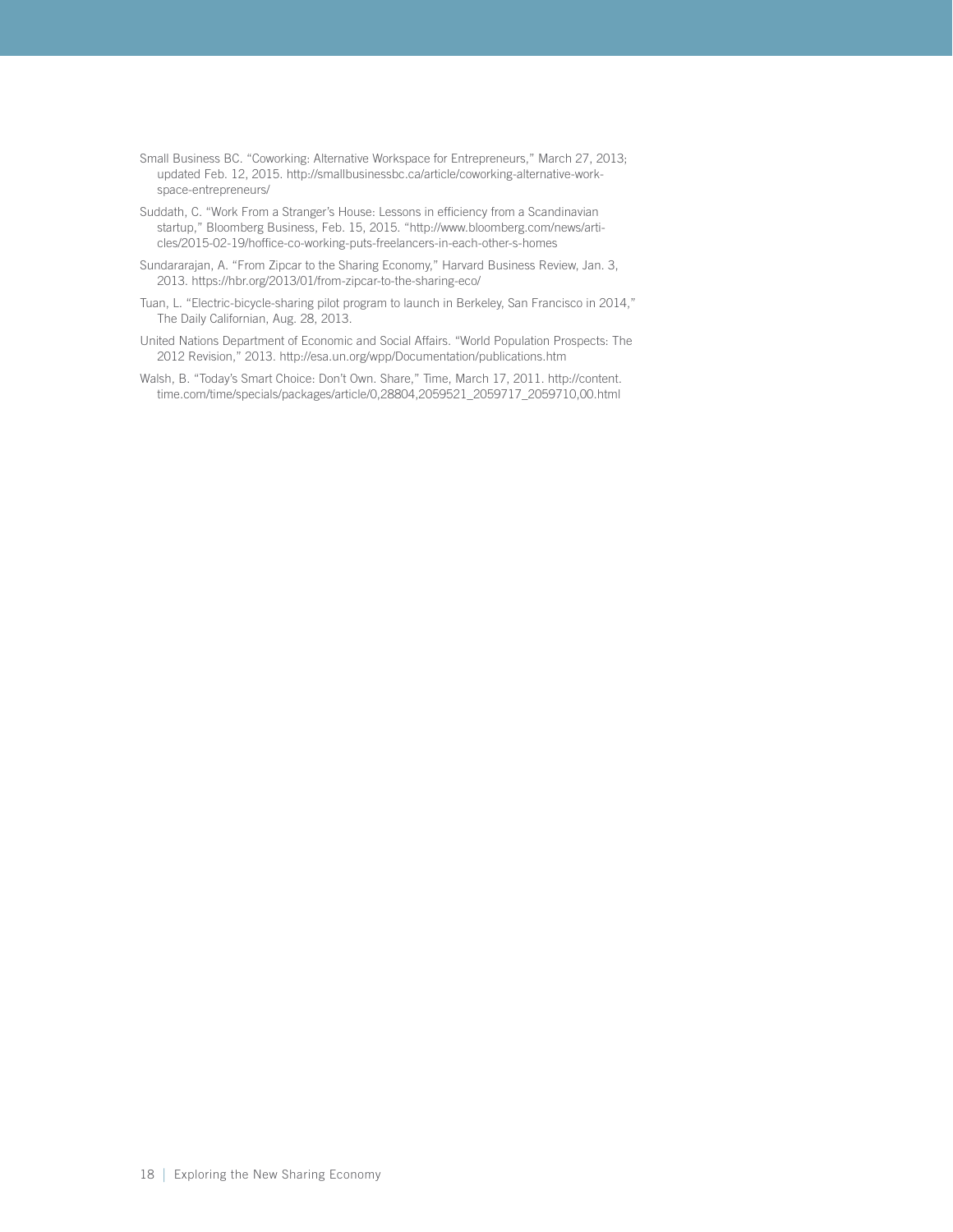Small Business BC. "Coworking: Alternative Workspace for Entrepreneurs," March 27, 2013; updated Feb. 12, 2015. http://smallbusinessbc.ca/article/coworking-alternative-workspace-entrepreneurs/

Suddath, C. "Work From a Stranger's House: Lessons in efficiency from a Scandinavian startup," Bloomberg Business, Feb. 15, 2015. "http://www.bloomberg.com/news/articles/2015-02-19/hoffice-co-working-puts-freelancers-in-each-other-s-homes

Sundararajan, A. "From Zipcar to the Sharing Economy," Harvard Business Review, Jan. 3, 2013. https://hbr.org/2013/01/from-zipcar-to-the-sharing-eco/

Tuan, L. "Electric-bicycle-sharing pilot program to launch in Berkeley, San Francisco in 2014," The Daily Californian, Aug. 28, 2013.

United Nations Department of Economic and Social Affairs. "World Population Prospects: The 2012 Revision," 2013. http://esa.un.org/wpp/Documentation/publications.htm

Walsh, B. "Today's Smart Choice: Don't Own. Share," Time, March 17, 2011. http://content.time.com/time/specials/packages/article/0,28804,2059521_2059717_2059710,00.html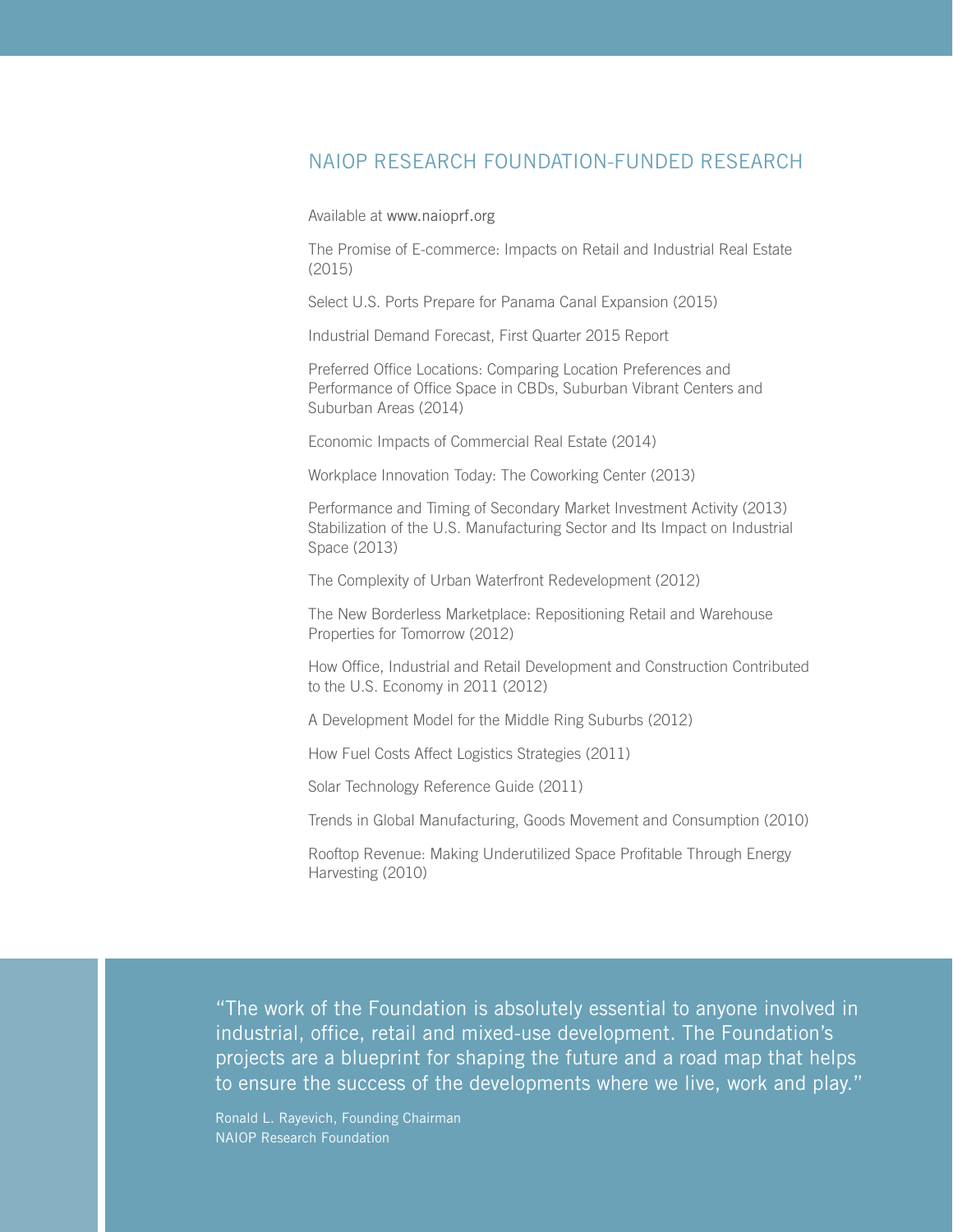## NAIOP RESEARCH FOUNDATION-FUNDED RESEARCH

Available at www.naioprf.org

The Promise of E-commerce: Impacts on Retail and Industrial Real Estate (2015)

Select U.S. Ports Prepare for Panama Canal Expansion (2015)

Industrial Demand Forecast, First Quarter 2015 Report

Preferred Office Locations: Comparing Location Preferences and Performance of Office Space in CBDs, Suburban Vibrant Centers and Suburban Areas (2014)

Economic Impacts of Commercial Real Estate (2014)

Workplace Innovation Today: The Coworking Center (2013)

Performance and Timing of Secondary Market Investment Activity (2013)
Stabilization of the U.S. Manufacturing Sector and Its Impact on Industrial Space (2013)

The Complexity of Urban Waterfront Redevelopment (2012)

The New Borderless Marketplace: Repositioning Retail and Warehouse Properties for Tomorrow (2012)

How Office, Industrial and Retail Development and Construction Contributed to the U.S. Economy in 2011 (2012)

A Development Model for the Middle Ring Suburbs (2012)

How Fuel Costs Affect Logistics Strategies (2011)

Solar Technology Reference Guide (2011)

Trends in Global Manufacturing, Goods Movement and Consumption (2010)

Rooftop Revenue: Making Underutilized Space Profitable Through Energy Harvesting (2010)

> "The work of the Foundation is absolutely essential to anyone involved in industrial, office, retail and mixed-use development. The Foundation's projects are a blueprint for shaping the future and a road map that helps to ensure the success of the developments where we live, work and play."
>
> Ronald L. Rayevich, Founding Chairman
> NAIOP Research Foundation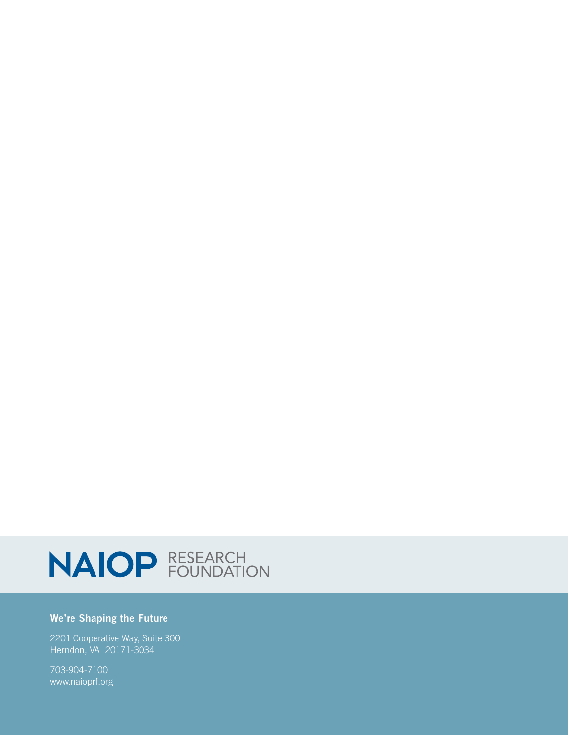NAIOP | RESEARCH FOUNDATION

**We're Shaping the Future**

2201 Cooperative Way, Suite 300
Herndon, VA 20171-3034

703-904-7100
www.naioprf.org